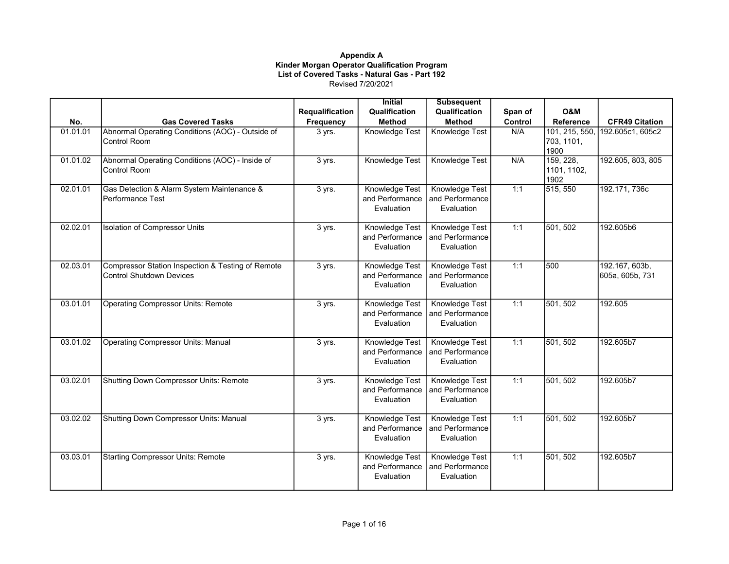**Appendix A**
**Kinder Morgan Operator Qualification Program**
**List of Covered Tasks - Natural Gas - Part 192**
Revised 7/20/2021

| No. | Gas Covered Tasks | Requalification Frequency | Initial Qualification Method | Subsequent Qualification Method | Span of Control | O&M Reference | CFR49 Citation |
|---|---|---|---|---|---|---|---|
| 01.01.01 | Abnormal Operating Conditions (AOC) - Outside of Control Room | 3 yrs. | Knowledge Test | Knowledge Test | N/A | 101, 215, 550, 703, 1101, 1900 | 192.605c1, 605c2 |
| 01.01.02 | Abnormal Operating Conditions (AOC) - Inside of Control Room | 3 yrs. | Knowledge Test | Knowledge Test | N/A | 159, 228, 1101, 1102, 1902 | 192.605, 803, 805 |
| 02.01.01 | Gas Detection & Alarm System Maintenance & Performance Test | 3 yrs. | Knowledge Test and Performance Evaluation | Knowledge Test and Performance Evaluation | 1:1 | 515, 550 | 192.171, 736c |
| 02.02.01 | Isolation of Compressor Units | 3 yrs. | Knowledge Test and Performance Evaluation | Knowledge Test and Performance Evaluation | 1:1 | 501, 502 | 192.605b6 |
| 02.03.01 | Compressor Station Inspection & Testing of Remote Control Shutdown Devices | 3 yrs. | Knowledge Test and Performance Evaluation | Knowledge Test and Performance Evaluation | 1:1 | 500 | 192.167, 603b, 605a, 605b, 731 |
| 03.01.01 | Operating Compressor Units: Remote | 3 yrs. | Knowledge Test and Performance Evaluation | Knowledge Test and Performance Evaluation | 1:1 | 501, 502 | 192.605 |
| 03.01.02 | Operating Compressor Units: Manual | 3 yrs. | Knowledge Test and Performance Evaluation | Knowledge Test and Performance Evaluation | 1:1 | 501, 502 | 192.605b7 |
| 03.02.01 | Shutting Down Compressor Units: Remote | 3 yrs. | Knowledge Test and Performance Evaluation | Knowledge Test and Performance Evaluation | 1:1 | 501, 502 | 192.605b7 |
| 03.02.02 | Shutting Down Compressor Units: Manual | 3 yrs. | Knowledge Test and Performance Evaluation | Knowledge Test and Performance Evaluation | 1:1 | 501, 502 | 192.605b7 |
| 03.03.01 | Starting Compressor Units: Remote | 3 yrs. | Knowledge Test and Performance Evaluation | Knowledge Test and Performance Evaluation | 1:1 | 501, 502 | 192.605b7 |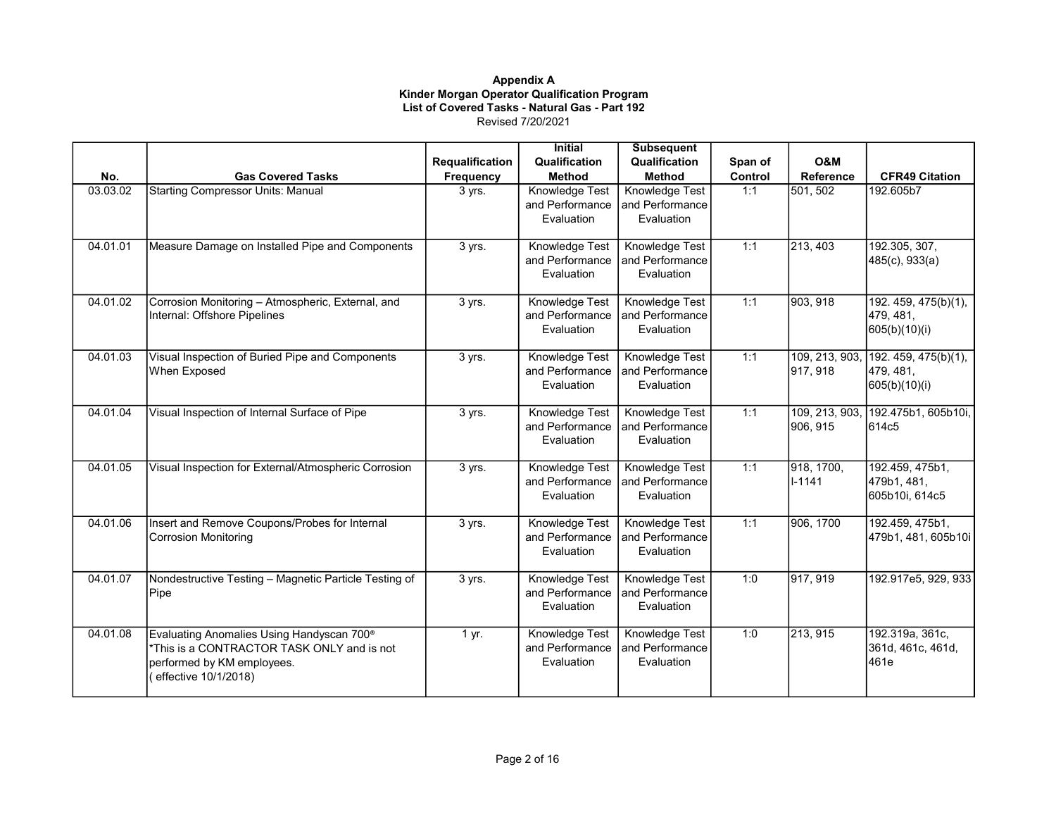**Appendix A**
**Kinder Morgan Operator Qualification Program**
**List of Covered Tasks - Natural Gas - Part 192**
Revised 7/20/2021

| No. | Gas Covered Tasks | Requalification Frequency | Initial Qualification Method | Subsequent Qualification Method | Span of Control | O&M Reference | CFR49 Citation |
|---|---|---|---|---|---|---|---|
| 03.03.02 | Starting Compressor Units: Manual | 3 yrs. | Knowledge Test and Performance Evaluation | Knowledge Test and Performance Evaluation | 1:1 | 501, 502 | 192.605b7 |
| 04.01.01 | Measure Damage on Installed Pipe and Components | 3 yrs. | Knowledge Test and Performance Evaluation | Knowledge Test and Performance Evaluation | 1:1 | 213, 403 | 192.305, 307, 485(c), 933(a) |
| 04.01.02 | Corrosion Monitoring – Atmospheric, External, and Internal: Offshore Pipelines | 3 yrs. | Knowledge Test and Performance Evaluation | Knowledge Test and Performance Evaluation | 1:1 | 903, 918 | 192. 459, 475(b)(1), 479, 481, 605(b)(10)(i) |
| 04.01.03 | Visual Inspection of Buried Pipe and Components When Exposed | 3 yrs. | Knowledge Test and Performance Evaluation | Knowledge Test and Performance Evaluation | 1:1 | 109, 213, 903, 917, 918 | 192. 459, 475(b)(1), 479, 481, 605(b)(10)(i) |
| 04.01.04 | Visual Inspection of Internal Surface of Pipe | 3 yrs. | Knowledge Test and Performance Evaluation | Knowledge Test and Performance Evaluation | 1:1 | 109, 213, 903, 906, 915 | 192.475b1, 605b10i, 614c5 |
| 04.01.05 | Visual Inspection for External/Atmospheric Corrosion | 3 yrs. | Knowledge Test and Performance Evaluation | Knowledge Test and Performance Evaluation | 1:1 | 918, 1700, I-1141 | 192.459, 475b1, 479b1, 481, 605b10i, 614c5 |
| 04.01.06 | Insert and Remove Coupons/Probes for Internal Corrosion Monitoring | 3 yrs. | Knowledge Test and Performance Evaluation | Knowledge Test and Performance Evaluation | 1:1 | 906, 1700 | 192.459, 475b1, 479b1, 481, 605b10i |
| 04.01.07 | Nondestructive Testing – Magnetic Particle Testing of Pipe | 3 yrs. | Knowledge Test and Performance Evaluation | Knowledge Test and Performance Evaluation | 1:0 | 917, 919 | 192.917e5, 929, 933 |
| 04.01.08 | Evaluating Anomalies Using Handyscan 700® *This is a CONTRACTOR TASK ONLY and is not performed by KM employees. ( effective 10/1/2018) | 1 yr. | Knowledge Test and Performance Evaluation | Knowledge Test and Performance Evaluation | 1:0 | 213, 915 | 192.319a, 361c, 361d, 461c, 461d, 461e |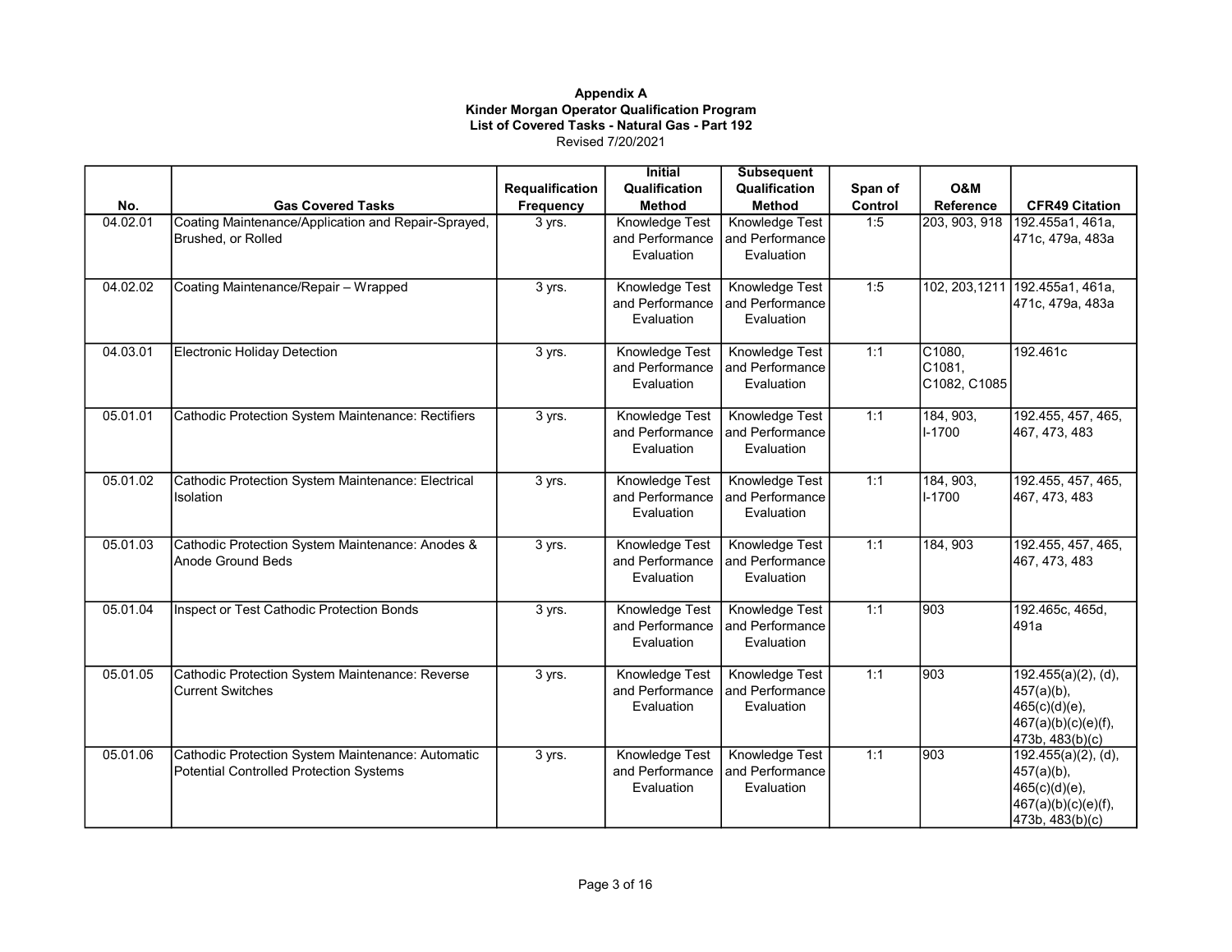**Appendix A**
**Kinder Morgan Operator Qualification Program**
**List of Covered Tasks - Natural Gas - Part 192**
Revised 7/20/2021

| No. | Gas Covered Tasks | Requalification Frequency | Initial Qualification Method | Subsequent Qualification Method | Span of Control | O&M Reference | CFR49 Citation |
|---|---|---|---|---|---|---|---|
| 04.02.01 | Coating Maintenance/Application and Repair-Sprayed, Brushed, or Rolled | 3 yrs. | Knowledge Test and Performance Evaluation | Knowledge Test and Performance Evaluation | 1:5 | 203, 903, 918 | 192.455a1, 461a, 471c, 479a, 483a |
| 04.02.02 | Coating Maintenance/Repair – Wrapped | 3 yrs. | Knowledge Test and Performance Evaluation | Knowledge Test and Performance Evaluation | 1:5 | 102, 203,1211 | 192.455a1, 461a, 471c, 479a, 483a |
| 04.03.01 | Electronic Holiday Detection | 3 yrs. | Knowledge Test and Performance Evaluation | Knowledge Test and Performance Evaluation | 1:1 | C1080, C1081, C1082, C1085 | 192.461c |
| 05.01.01 | Cathodic Protection System Maintenance: Rectifiers | 3 yrs. | Knowledge Test and Performance Evaluation | Knowledge Test and Performance Evaluation | 1:1 | 184, 903, I-1700 | 192.455, 457, 465, 467, 473, 483 |
| 05.01.02 | Cathodic Protection System Maintenance: Electrical Isolation | 3 yrs. | Knowledge Test and Performance Evaluation | Knowledge Test and Performance Evaluation | 1:1 | 184, 903, I-1700 | 192.455, 457, 465, 467, 473, 483 |
| 05.01.03 | Cathodic Protection System Maintenance: Anodes & Anode Ground Beds | 3 yrs. | Knowledge Test and Performance Evaluation | Knowledge Test and Performance Evaluation | 1:1 | 184, 903 | 192.455, 457, 465, 467, 473, 483 |
| 05.01.04 | Inspect or Test Cathodic Protection Bonds | 3 yrs. | Knowledge Test and Performance Evaluation | Knowledge Test and Performance Evaluation | 1:1 | 903 | 192.465c, 465d, 491a |
| 05.01.05 | Cathodic Protection System Maintenance: Reverse Current Switches | 3 yrs. | Knowledge Test and Performance Evaluation | Knowledge Test and Performance Evaluation | 1:1 | 903 | 192.455(a)(2), (d), 457(a)(b), 465(c)(d)(e), 467(a)(b)(c)(e)(f), 473b, 483(b)(c) |
| 05.01.06 | Cathodic Protection System Maintenance: Automatic Potential Controlled Protection Systems | 3 yrs. | Knowledge Test and Performance Evaluation | Knowledge Test and Performance Evaluation | 1:1 | 903 | 192.455(a)(2), (d), 457(a)(b), 465(c)(d)(e), 467(a)(b)(c)(e)(f), 473b, 483(b)(c) |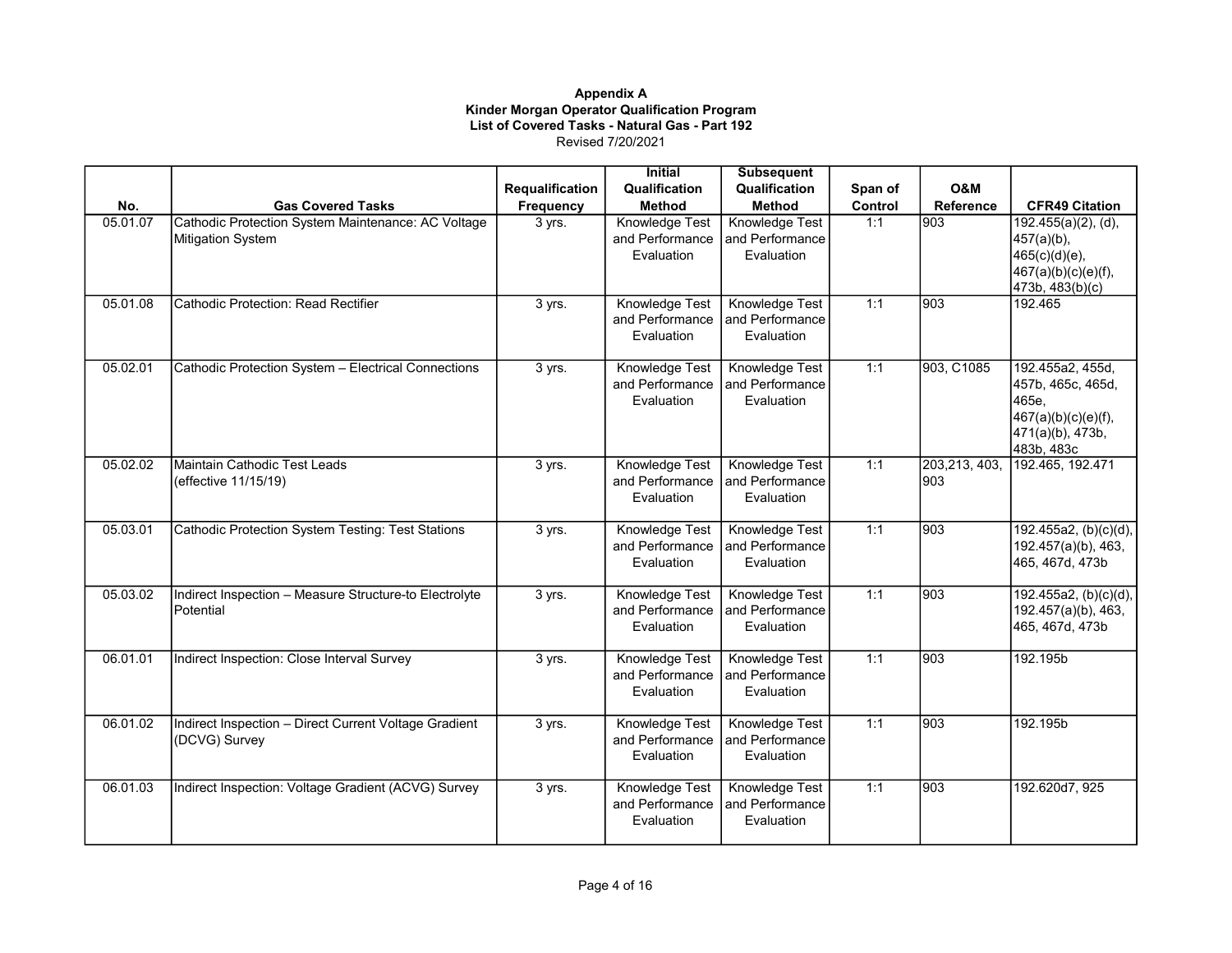**Appendix A**
**Kinder Morgan Operator Qualification Program**
**List of Covered Tasks - Natural Gas - Part 192**
Revised 7/20/2021

| No. | Gas Covered Tasks | Requalification Frequency | Initial Qualification Method | Subsequent Qualification Method | Span of Control | O&M Reference | CFR49 Citation |
|---|---|---|---|---|---|---|---|
| 05.01.07 | Cathodic Protection System Maintenance: AC Voltage Mitigation System | 3 yrs. | Knowledge Test and Performance Evaluation | Knowledge Test and Performance Evaluation | 1:1 | 903 | 192.455(a)(2), (d), 457(a)(b), 465(c)(d)(e), 467(a)(b)(c)(e)(f), 473b, 483(b)(c) |
| 05.01.08 | Cathodic Protection: Read Rectifier | 3 yrs. | Knowledge Test and Performance Evaluation | Knowledge Test and Performance Evaluation | 1:1 | 903 | 192.465 |
| 05.02.01 | Cathodic Protection System – Electrical Connections | 3 yrs. | Knowledge Test and Performance Evaluation | Knowledge Test and Performance Evaluation | 1:1 | 903, C1085 | 192.455a2, 455d, 457b, 465c, 465d, 465e, 467(a)(b)(c)(e)(f), 471(a)(b), 473b, 483b, 483c |
| 05.02.02 | Maintain Cathodic Test Leads (effective 11/15/19) | 3 yrs. | Knowledge Test and Performance Evaluation | Knowledge Test and Performance Evaluation | 1:1 | 203,213, 403, 903 | 192.465, 192.471 |
| 05.03.01 | Cathodic Protection System Testing: Test Stations | 3 yrs. | Knowledge Test and Performance Evaluation | Knowledge Test and Performance Evaluation | 1:1 | 903 | 192.455a2, (b)(c)(d), 192.457(a)(b), 463, 465, 467d, 473b |
| 05.03.02 | Indirect Inspection – Measure Structure-to Electrolyte Potential | 3 yrs. | Knowledge Test and Performance Evaluation | Knowledge Test and Performance Evaluation | 1:1 | 903 | 192.455a2, (b)(c)(d), 192.457(a)(b), 463, 465, 467d, 473b |
| 06.01.01 | Indirect Inspection: Close Interval Survey | 3 yrs. | Knowledge Test and Performance Evaluation | Knowledge Test and Performance Evaluation | 1:1 | 903 | 192.195b |
| 06.01.02 | Indirect Inspection – Direct Current Voltage Gradient (DCVG) Survey | 3 yrs. | Knowledge Test and Performance Evaluation | Knowledge Test and Performance Evaluation | 1:1 | 903 | 192.195b |
| 06.01.03 | Indirect Inspection: Voltage Gradient (ACVG) Survey | 3 yrs. | Knowledge Test and Performance Evaluation | Knowledge Test and Performance Evaluation | 1:1 | 903 | 192.620d7, 925 |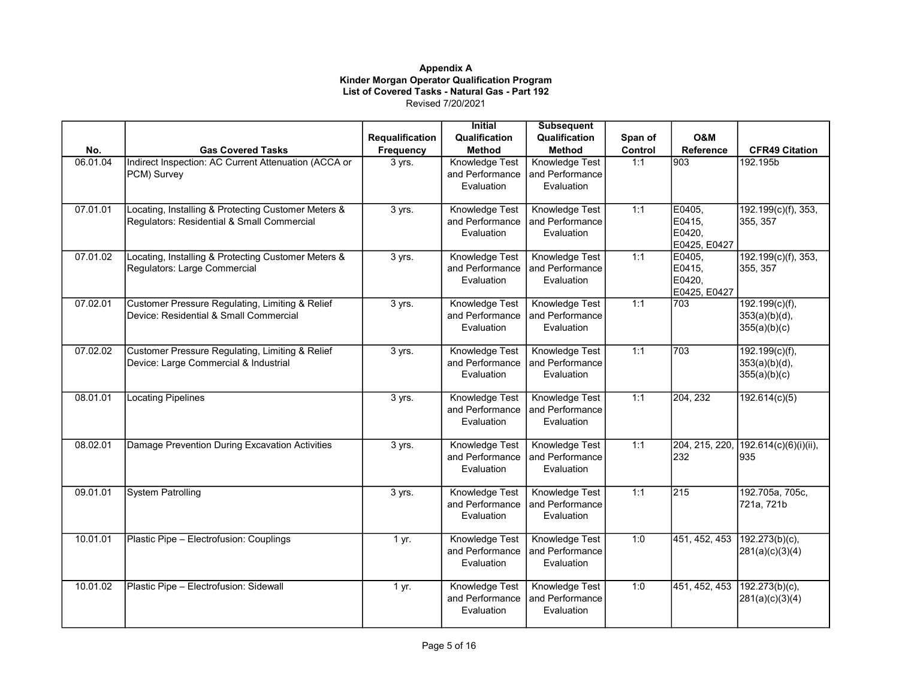**Appendix A**
**Kinder Morgan Operator Qualification Program**
**List of Covered Tasks - Natural Gas - Part 192**
Revised 7/20/2021

| No. | Gas Covered Tasks | Requalification Frequency | Initial Qualification Method | Subsequent Qualification Method | Span of Control | O&M Reference | CFR49 Citation |
|---|---|---|---|---|---|---|---|
| 06.01.04 | Indirect Inspection: AC Current Attenuation (ACCA or PCM) Survey | 3 yrs. | Knowledge Test and Performance Evaluation | Knowledge Test and Performance Evaluation | 1:1 | 903 | 192.195b |
| 07.01.01 | Locating, Installing & Protecting Customer Meters & Regulators: Residential & Small Commercial | 3 yrs. | Knowledge Test and Performance Evaluation | Knowledge Test and Performance Evaluation | 1:1 | E0405, E0415, E0420, E0425, E0427 | 192.199(c)(f), 353, 355, 357 |
| 07.01.02 | Locating, Installing & Protecting Customer Meters & Regulators: Large Commercial | 3 yrs. | Knowledge Test and Performance Evaluation | Knowledge Test and Performance Evaluation | 1:1 | E0405, E0415, E0420, E0425, E0427 | 192.199(c)(f), 353, 355, 357 |
| 07.02.01 | Customer Pressure Regulating, Limiting & Relief Device: Residential & Small Commercial | 3 yrs. | Knowledge Test and Performance Evaluation | Knowledge Test and Performance Evaluation | 1:1 | 703 | 192.199(c)(f), 353(a)(b)(d), 355(a)(b)(c) |
| 07.02.02 | Customer Pressure Regulating, Limiting & Relief Device: Large Commercial & Industrial | 3 yrs. | Knowledge Test and Performance Evaluation | Knowledge Test and Performance Evaluation | 1:1 | 703 | 192.199(c)(f), 353(a)(b)(d), 355(a)(b)(c) |
| 08.01.01 | Locating Pipelines | 3 yrs. | Knowledge Test and Performance Evaluation | Knowledge Test and Performance Evaluation | 1:1 | 204, 232 | 192.614(c)(5) |
| 08.02.01 | Damage Prevention During Excavation Activities | 3 yrs. | Knowledge Test and Performance Evaluation | Knowledge Test and Performance Evaluation | 1:1 | 204, 215, 220, 232 | 192.614(c)(6)(i)(ii), 935 |
| 09.01.01 | System Patrolling | 3 yrs. | Knowledge Test and Performance Evaluation | Knowledge Test and Performance Evaluation | 1:1 | 215 | 192.705a, 705c, 721a, 721b |
| 10.01.01 | Plastic Pipe – Electrofusion: Couplings | 1 yr. | Knowledge Test and Performance Evaluation | Knowledge Test and Performance Evaluation | 1:0 | 451, 452, 453 | 192.273(b)(c), 281(a)(c)(3)(4) |
| 10.01.02 | Plastic Pipe – Electrofusion: Sidewall | 1 yr. | Knowledge Test and Performance Evaluation | Knowledge Test and Performance Evaluation | 1:0 | 451, 452, 453 | 192.273(b)(c), 281(a)(c)(3)(4) |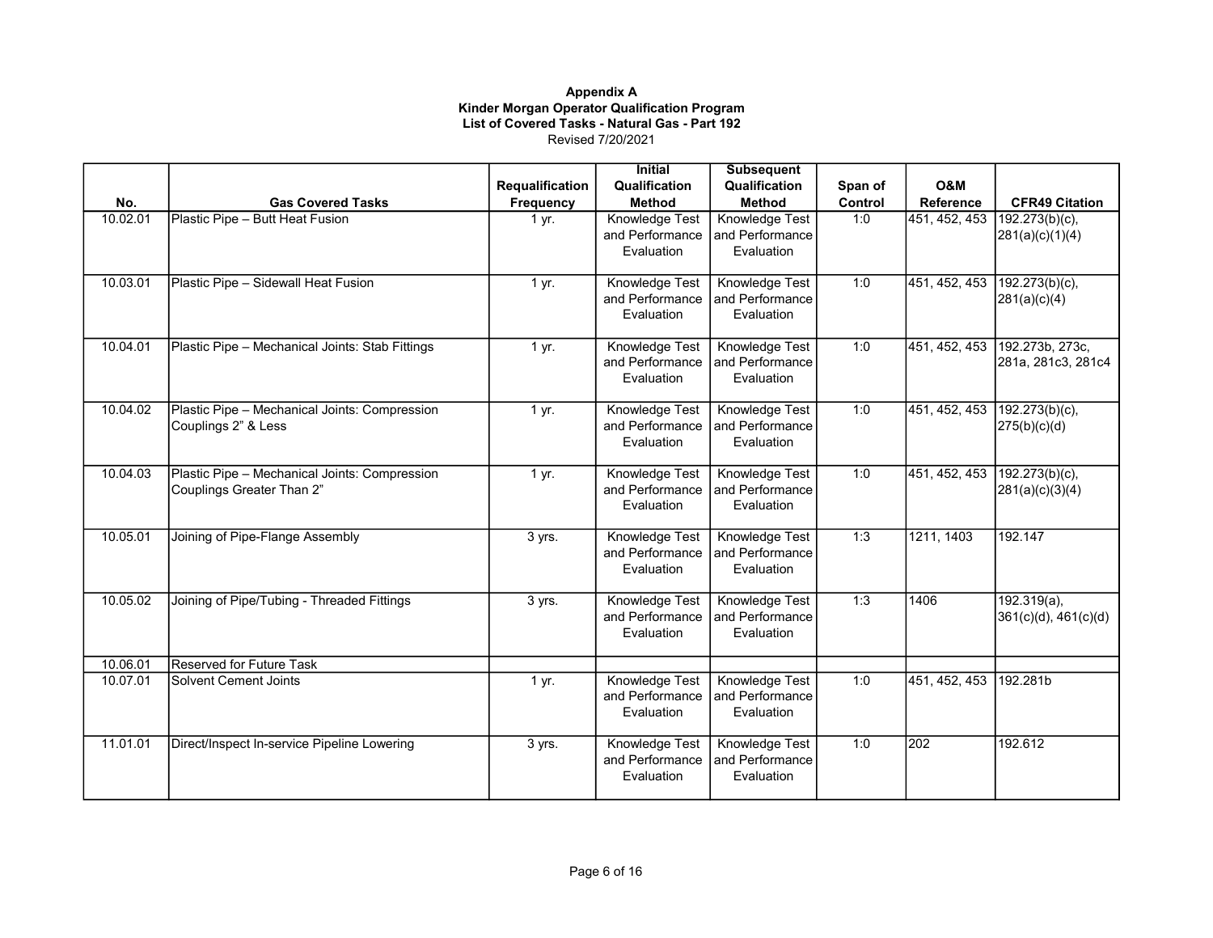**Appendix A**
**Kinder Morgan Operator Qualification Program**
**List of Covered Tasks - Natural Gas - Part 192**
Revised 7/20/2021

| No. | Gas Covered Tasks | Requalification Frequency | Initial Qualification Method | Subsequent Qualification Method | Span of Control | O&M Reference | CFR49 Citation |
|---|---|---|---|---|---|---|---|
| 10.02.01 | Plastic Pipe – Butt Heat Fusion | 1 yr. | Knowledge Test and Performance Evaluation | Knowledge Test and Performance Evaluation | 1:0 | 451, 452, 453 | 192.273(b)(c), 281(a)(c)(1)(4) |
| 10.03.01 | Plastic Pipe – Sidewall Heat Fusion | 1 yr. | Knowledge Test and Performance Evaluation | Knowledge Test and Performance Evaluation | 1:0 | 451, 452, 453 | 192.273(b)(c), 281(a)(c)(4) |
| 10.04.01 | Plastic Pipe – Mechanical Joints: Stab Fittings | 1 yr. | Knowledge Test and Performance Evaluation | Knowledge Test and Performance Evaluation | 1:0 | 451, 452, 453 | 192.273b, 273c, 281a, 281c3, 281c4 |
| 10.04.02 | Plastic Pipe – Mechanical Joints: Compression Couplings 2” & Less | 1 yr. | Knowledge Test and Performance Evaluation | Knowledge Test and Performance Evaluation | 1:0 | 451, 452, 453 | 192.273(b)(c), 275(b)(c)(d) |
| 10.04.03 | Plastic Pipe – Mechanical Joints: Compression Couplings Greater Than 2” | 1 yr. | Knowledge Test and Performance Evaluation | Knowledge Test and Performance Evaluation | 1:0 | 451, 452, 453 | 192.273(b)(c), 281(a)(c)(3)(4) |
| 10.05.01 | Joining of Pipe-Flange Assembly | 3 yrs. | Knowledge Test and Performance Evaluation | Knowledge Test and Performance Evaluation | 1:3 | 1211, 1403 | 192.147 |
| 10.05.02 | Joining of Pipe/Tubing - Threaded Fittings | 3 yrs. | Knowledge Test and Performance Evaluation | Knowledge Test and Performance Evaluation | 1:3 | 1406 | 192.319(a), 361(c)(d), 461(c)(d) |
| 10.06.01 | Reserved for Future Task | | | | | | |
| 10.07.01 | Solvent Cement Joints | 1 yr. | Knowledge Test and Performance Evaluation | Knowledge Test and Performance Evaluation | 1:0 | 451, 452, 453 | 192.281b |
| 11.01.01 | Direct/Inspect In-service Pipeline Lowering | 3 yrs. | Knowledge Test and Performance Evaluation | Knowledge Test and Performance Evaluation | 1:0 | 202 | 192.612 |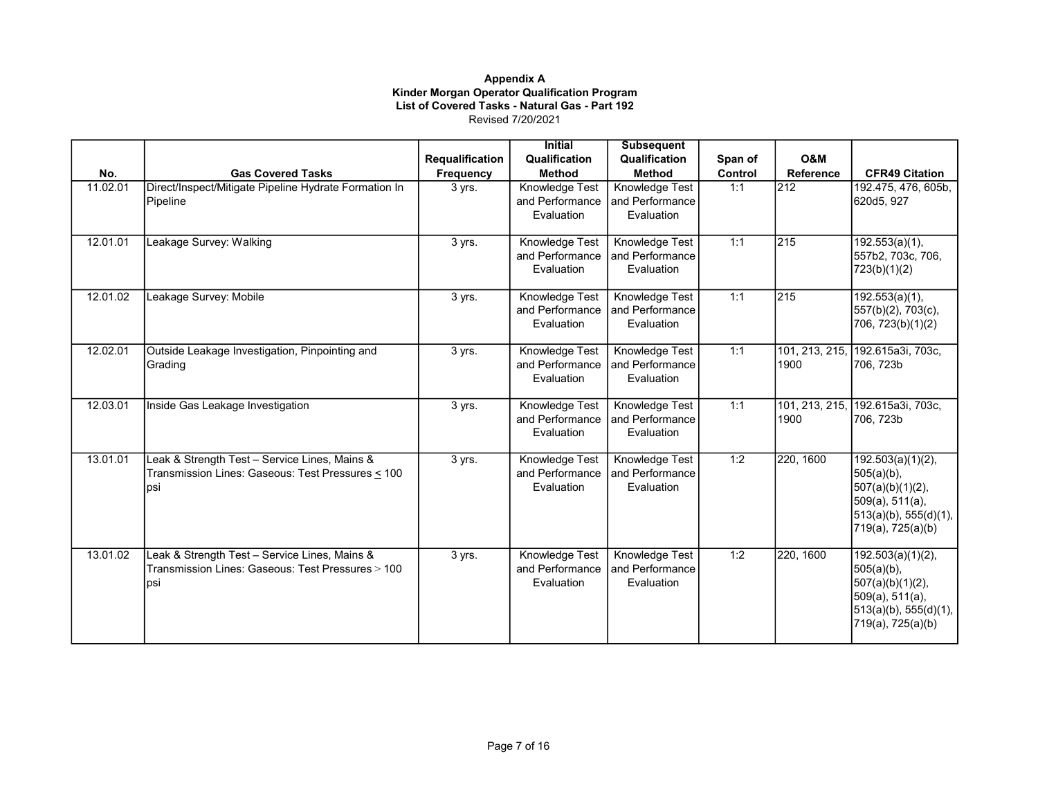**Appendix A**
**Kinder Morgan Operator Qualification Program**
**List of Covered Tasks - Natural Gas - Part 192**
Revised 7/20/2021

| No. | Gas Covered Tasks | Requalification Frequency | Initial Qualification Method | Subsequent Qualification Method | Span of Control | O&M Reference | CFR49 Citation |
|---|---|---|---|---|---|---|---|
| 11.02.01 | Direct/Inspect/Mitigate Pipeline Hydrate Formation In Pipeline | 3 yrs. | Knowledge Test and Performance Evaluation | Knowledge Test and Performance Evaluation | 1:1 | 212 | 192.475, 476, 605b, 620d5, 927 |
| 12.01.01 | Leakage Survey: Walking | 3 yrs. | Knowledge Test and Performance Evaluation | Knowledge Test and Performance Evaluation | 1:1 | 215 | 192.553(a)(1), 557b2, 703c, 706, 723(b)(1)(2) |
| 12.01.02 | Leakage Survey: Mobile | 3 yrs. | Knowledge Test and Performance Evaluation | Knowledge Test and Performance Evaluation | 1:1 | 215 | 192.553(a)(1), 557(b)(2), 703(c), 706, 723(b)(1)(2) |
| 12.02.01 | Outside Leakage Investigation, Pinpointing and Grading | 3 yrs. | Knowledge Test and Performance Evaluation | Knowledge Test and Performance Evaluation | 1:1 | 101, 213, 215, 1900 | 192.615a3i, 703c, 706, 723b |
| 12.03.01 | Inside Gas Leakage Investigation | 3 yrs. | Knowledge Test and Performance Evaluation | Knowledge Test and Performance Evaluation | 1:1 | 101, 213, 215, 1900 | 192.615a3i, 703c, 706, 723b |
| 13.01.01 | Leak & Strength Test – Service Lines, Mains & Transmission Lines: Gaseous: Test Pressures < 100 psi | 3 yrs. | Knowledge Test and Performance Evaluation | Knowledge Test and Performance Evaluation | 1:2 | 220, 1600 | 192.503(a)(1)(2), 505(a)(b), 507(a)(b)(1)(2), 509(a), 511(a), 513(a)(b), 555(d)(1), 719(a), 725(a)(b) |
| 13.01.02 | Leak & Strength Test – Service Lines, Mains & Transmission Lines: Gaseous: Test Pressures > 100 psi | 3 yrs. | Knowledge Test and Performance Evaluation | Knowledge Test and Performance Evaluation | 1:2 | 220, 1600 | 192.503(a)(1)(2), 505(a)(b), 507(a)(b)(1)(2), 509(a), 511(a), 513(a)(b), 555(d)(1), 719(a), 725(a)(b) |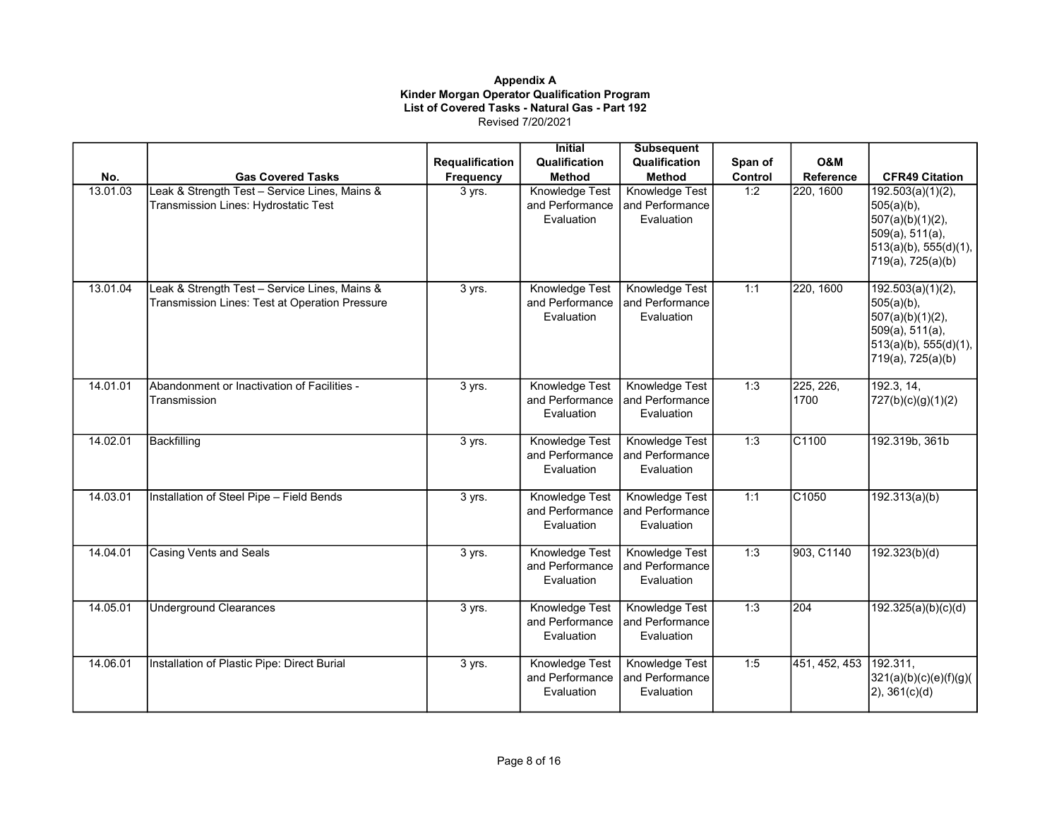**Appendix A**
**Kinder Morgan Operator Qualification Program**
**List of Covered Tasks - Natural Gas - Part 192**
Revised 7/20/2021

| No. | Gas Covered Tasks | Requalification Frequency | Initial Qualification Method | Subsequent Qualification Method | Span of Control | O&M Reference | CFR49 Citation |
|---|---|---|---|---|---|---|---|
| 13.01.03 | Leak & Strength Test – Service Lines, Mains & Transmission Lines: Hydrostatic Test | 3 yrs. | Knowledge Test and Performance Evaluation | Knowledge Test and Performance Evaluation | 1:2 | 220, 1600 | 192.503(a)(1)(2), 505(a)(b), 507(a)(b)(1)(2), 509(a), 511(a), 513(a)(b), 555(d)(1), 719(a), 725(a)(b) |
| 13.01.04 | Leak & Strength Test – Service Lines, Mains & Transmission Lines: Test at Operation Pressure | 3 yrs. | Knowledge Test and Performance Evaluation | Knowledge Test and Performance Evaluation | 1:1 | 220, 1600 | 192.503(a)(1)(2), 505(a)(b), 507(a)(b)(1)(2), 509(a), 511(a), 513(a)(b), 555(d)(1), 719(a), 725(a)(b) |
| 14.01.01 | Abandonment or Inactivation of Facilities - Transmission | 3 yrs. | Knowledge Test and Performance Evaluation | Knowledge Test and Performance Evaluation | 1:3 | 225, 226, 1700 | 192.3, 14, 727(b)(c)(g)(1)(2) |
| 14.02.01 | Backfilling | 3 yrs. | Knowledge Test and Performance Evaluation | Knowledge Test and Performance Evaluation | 1:3 | C1100 | 192.319b, 361b |
| 14.03.01 | Installation of Steel Pipe – Field Bends | 3 yrs. | Knowledge Test and Performance Evaluation | Knowledge Test and Performance Evaluation | 1:1 | C1050 | 192.313(a)(b) |
| 14.04.01 | Casing Vents and Seals | 3 yrs. | Knowledge Test and Performance Evaluation | Knowledge Test and Performance Evaluation | 1:3 | 903, C1140 | 192.323(b)(d) |
| 14.05.01 | Underground Clearances | 3 yrs. | Knowledge Test and Performance Evaluation | Knowledge Test and Performance Evaluation | 1:3 | 204 | 192.325(a)(b)(c)(d) |
| 14.06.01 | Installation of Plastic Pipe: Direct Burial | 3 yrs. | Knowledge Test and Performance Evaluation | Knowledge Test and Performance Evaluation | 1:5 | 451, 452, 453 | 192.311, 321(a)(b)(c)(e)(f)(g)(2), 361(c)(d) |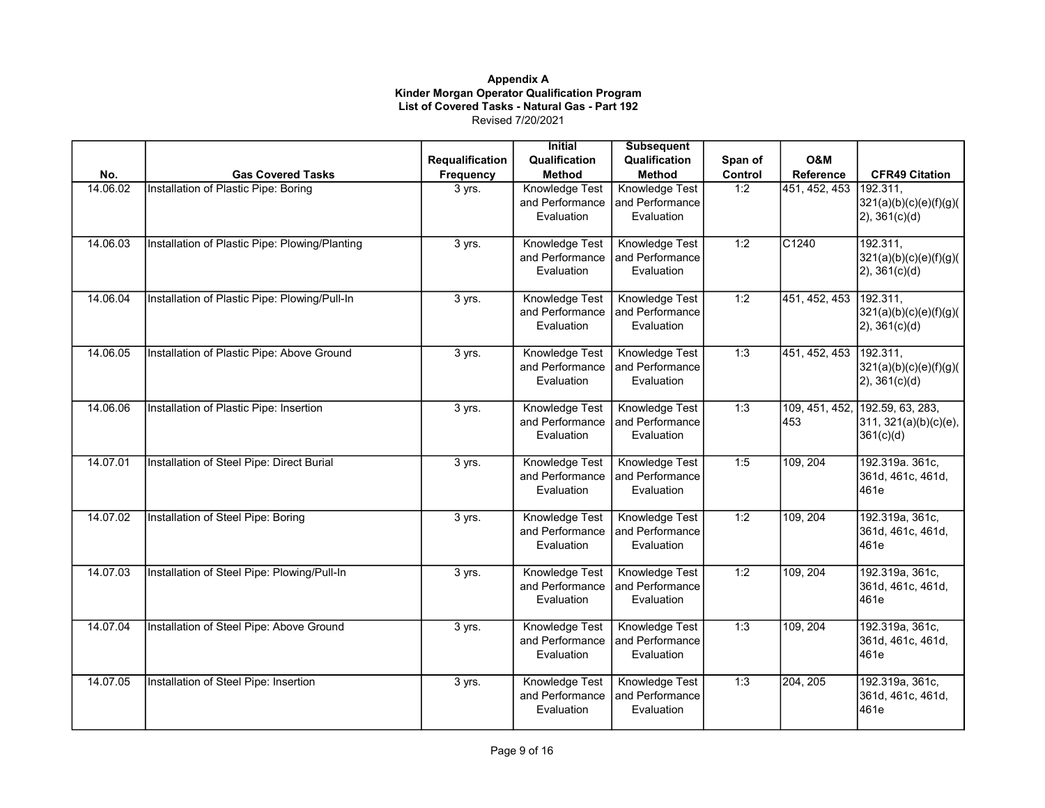**Appendix A**
**Kinder Morgan Operator Qualification Program**
**List of Covered Tasks - Natural Gas - Part 192**
Revised 7/20/2021

| No. | Gas Covered Tasks | Requalification Frequency | Initial Qualification Method | Subsequent Qualification Method | Span of Control | O&M Reference | CFR49 Citation |
|---|---|---|---|---|---|---|---|
| 14.06.02 | Installation of Plastic Pipe: Boring | 3 yrs. | Knowledge Test and Performance Evaluation | Knowledge Test and Performance Evaluation | 1:2 | 451, 452, 453 | 192.311, 321(a)(b)(c)(e)(f)(g)(2), 361(c)(d) |
| 14.06.03 | Installation of Plastic Pipe: Plowing/Planting | 3 yrs. | Knowledge Test and Performance Evaluation | Knowledge Test and Performance Evaluation | 1:2 | C1240 | 192.311, 321(a)(b)(c)(e)(f)(g)(2), 361(c)(d) |
| 14.06.04 | Installation of Plastic Pipe: Plowing/Pull-In | 3 yrs. | Knowledge Test and Performance Evaluation | Knowledge Test and Performance Evaluation | 1:2 | 451, 452, 453 | 192.311, 321(a)(b)(c)(e)(f)(g)(2), 361(c)(d) |
| 14.06.05 | Installation of Plastic Pipe: Above Ground | 3 yrs. | Knowledge Test and Performance Evaluation | Knowledge Test and Performance Evaluation | 1:3 | 451, 452, 453 | 192.311, 321(a)(b)(c)(e)(f)(g)(2), 361(c)(d) |
| 14.06.06 | Installation of Plastic Pipe: Insertion | 3 yrs. | Knowledge Test and Performance Evaluation | Knowledge Test and Performance Evaluation | 1:3 | 109, 451, 452, 453 | 192.59, 63, 283, 311, 321(a)(b)(c)(e), 361(c)(d) |
| 14.07.01 | Installation of Steel Pipe: Direct Burial | 3 yrs. | Knowledge Test and Performance Evaluation | Knowledge Test and Performance Evaluation | 1:5 | 109, 204 | 192.319a. 361c, 361d, 461c, 461d, 461e |
| 14.07.02 | Installation of Steel Pipe: Boring | 3 yrs. | Knowledge Test and Performance Evaluation | Knowledge Test and Performance Evaluation | 1:2 | 109, 204 | 192.319a, 361c, 361d, 461c, 461d, 461e |
| 14.07.03 | Installation of Steel Pipe: Plowing/Pull-In | 3 yrs. | Knowledge Test and Performance Evaluation | Knowledge Test and Performance Evaluation | 1:2 | 109, 204 | 192.319a, 361c, 361d, 461c, 461d, 461e |
| 14.07.04 | Installation of Steel Pipe: Above Ground | 3 yrs. | Knowledge Test and Performance Evaluation | Knowledge Test and Performance Evaluation | 1:3 | 109, 204 | 192.319a, 361c, 361d, 461c, 461d, 461e |
| 14.07.05 | Installation of Steel Pipe: Insertion | 3 yrs. | Knowledge Test and Performance Evaluation | Knowledge Test and Performance Evaluation | 1:3 | 204, 205 | 192.319a, 361c, 361d, 461c, 461d, 461e |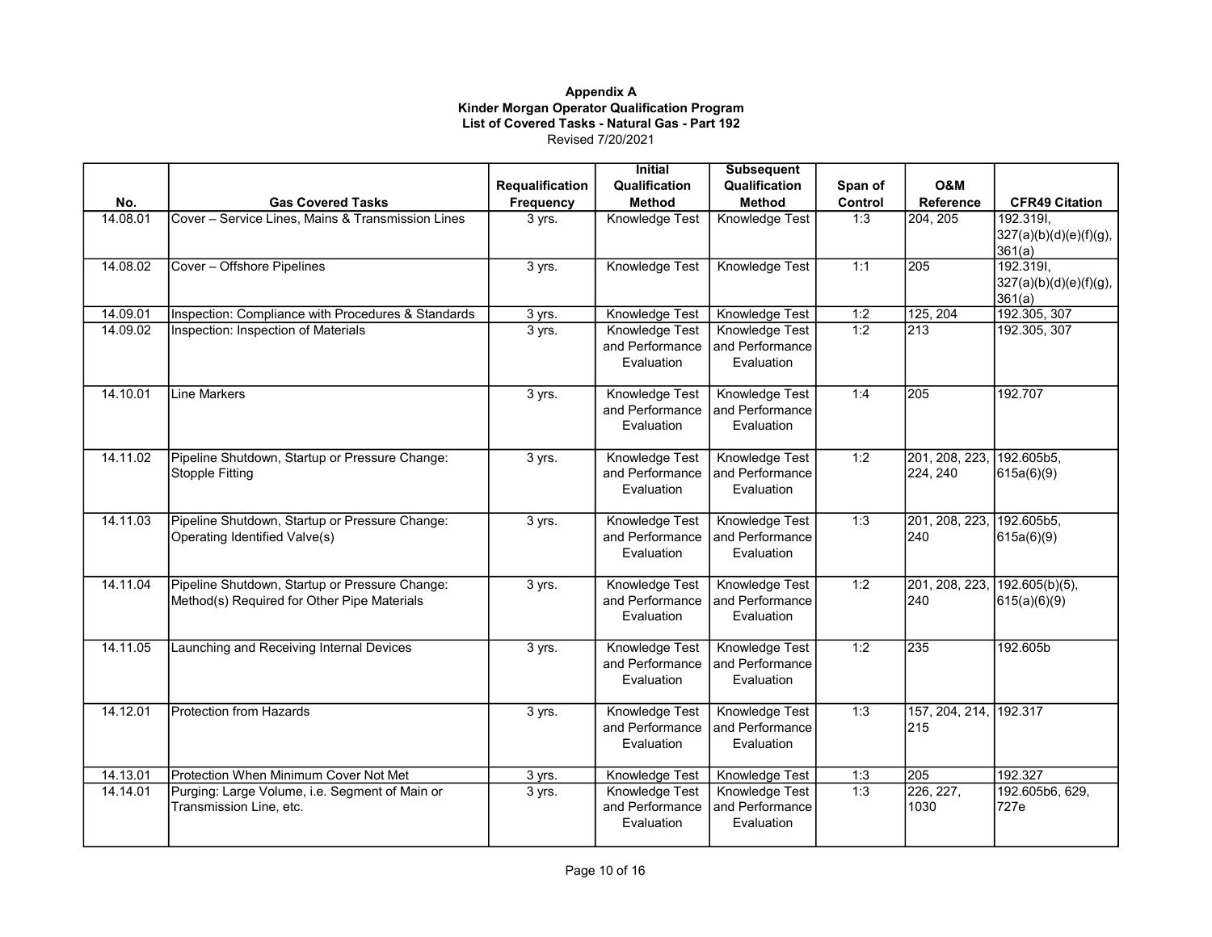**Appendix A**
**Kinder Morgan Operator Qualification Program**
**List of Covered Tasks - Natural Gas - Part 192**
Revised 7/20/2021

| No. | Gas Covered Tasks | Requalification Frequency | Initial Qualification Method | Subsequent Qualification Method | Span of Control | O&M Reference | CFR49 Citation |
|---|---|---|---|---|---|---|---|
| 14.08.01 | Cover – Service Lines, Mains & Transmission Lines | 3 yrs. | Knowledge Test | Knowledge Test | 1:3 | 204, 205 | 192.319I, 327(a)(b)(d)(e)(f)(g), 361(a) |
| 14.08.02 | Cover – Offshore Pipelines | 3 yrs. | Knowledge Test | Knowledge Test | 1:1 | 205 | 192.319I, 327(a)(b)(d)(e)(f)(g), 361(a) |
| 14.09.01 | Inspection: Compliance with Procedures & Standards | 3 yrs. | Knowledge Test | Knowledge Test | 1:2 | 125, 204 | 192.305, 307 |
| 14.09.02 | Inspection: Inspection of Materials | 3 yrs. | Knowledge Test and Performance Evaluation | Knowledge Test and Performance Evaluation | 1:2 | 213 | 192.305, 307 |
| 14.10.01 | Line Markers | 3 yrs. | Knowledge Test and Performance Evaluation | Knowledge Test and Performance Evaluation | 1:4 | 205 | 192.707 |
| 14.11.02 | Pipeline Shutdown, Startup or Pressure Change: Stopple Fitting | 3 yrs. | Knowledge Test and Performance Evaluation | Knowledge Test and Performance Evaluation | 1:2 | 201, 208, 223, 224, 240 | 192.605b5, 615a(6)(9) |
| 14.11.03 | Pipeline Shutdown, Startup or Pressure Change: Operating Identified Valve(s) | 3 yrs. | Knowledge Test and Performance Evaluation | Knowledge Test and Performance Evaluation | 1:3 | 201, 208, 223, 240 | 192.605b5, 615a(6)(9) |
| 14.11.04 | Pipeline Shutdown, Startup or Pressure Change: Method(s) Required for Other Pipe Materials | 3 yrs. | Knowledge Test and Performance Evaluation | Knowledge Test and Performance Evaluation | 1:2 | 201, 208, 223, 240 | 192.605(b)(5), 615(a)(6)(9) |
| 14.11.05 | Launching and Receiving Internal Devices | 3 yrs. | Knowledge Test and Performance Evaluation | Knowledge Test and Performance Evaluation | 1:2 | 235 | 192.605b |
| 14.12.01 | Protection from Hazards | 3 yrs. | Knowledge Test and Performance Evaluation | Knowledge Test and Performance Evaluation | 1:3 | 157, 204, 214, 215 | 192.317 |
| 14.13.01 | Protection When Minimum Cover Not Met | 3 yrs. | Knowledge Test | Knowledge Test | 1:3 | 205 | 192.327 |
| 14.14.01 | Purging: Large Volume, i.e. Segment of Main or Transmission Line, etc. | 3 yrs. | Knowledge Test and Performance Evaluation | Knowledge Test and Performance Evaluation | 1:3 | 226, 227, 1030 | 192.605b6, 629, 727e |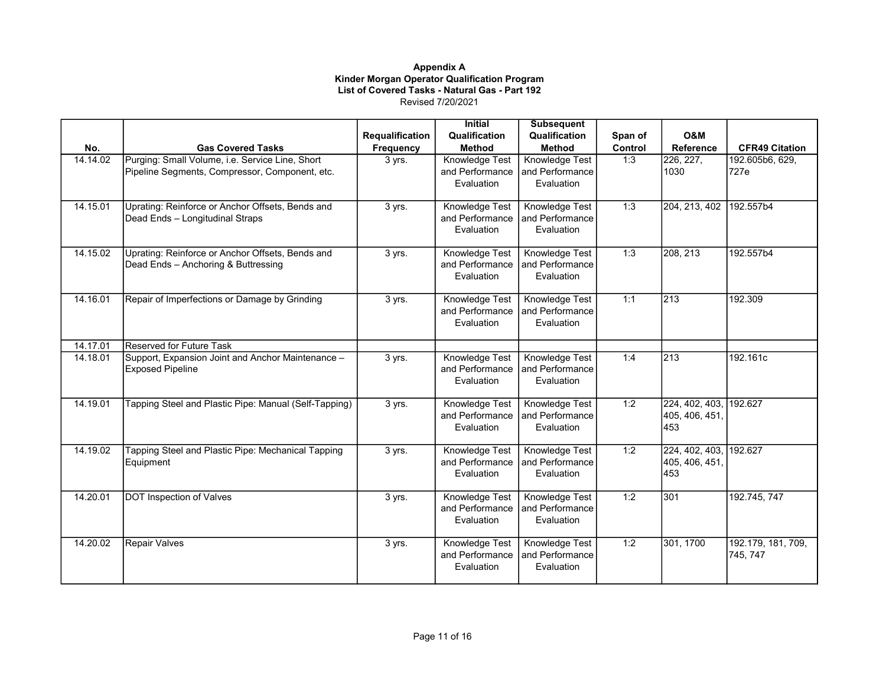**Appendix A**
**Kinder Morgan Operator Qualification Program**
**List of Covered Tasks - Natural Gas - Part 192**
Revised 7/20/2021

| No. | Gas Covered Tasks | Requalification Frequency | Initial Qualification Method | Subsequent Qualification Method | Span of Control | O&M Reference | CFR49 Citation |
|---|---|---|---|---|---|---|---|
| 14.14.02 | Purging: Small Volume, i.e. Service Line, Short Pipeline Segments, Compressor, Component, etc. | 3 yrs. | Knowledge Test and Performance Evaluation | Knowledge Test and Performance Evaluation | 1:3 | 226, 227, 1030 | 192.605b6, 629, 727e |
| 14.15.01 | Uprating: Reinforce or Anchor Offsets, Bends and Dead Ends – Longitudinal Straps | 3 yrs. | Knowledge Test and Performance Evaluation | Knowledge Test and Performance Evaluation | 1:3 | 204, 213, 402 | 192.557b4 |
| 14.15.02 | Uprating: Reinforce or Anchor Offsets, Bends and Dead Ends – Anchoring & Buttressing | 3 yrs. | Knowledge Test and Performance Evaluation | Knowledge Test and Performance Evaluation | 1:3 | 208, 213 | 192.557b4 |
| 14.16.01 | Repair of Imperfections or Damage by Grinding | 3 yrs. | Knowledge Test and Performance Evaluation | Knowledge Test and Performance Evaluation | 1:1 | 213 | 192.309 |
| 14.17.01 | Reserved for Future Task | | | | | | |
| 14.18.01 | Support, Expansion Joint and Anchor Maintenance – Exposed Pipeline | 3 yrs. | Knowledge Test and Performance Evaluation | Knowledge Test and Performance Evaluation | 1:4 | 213 | 192.161c |
| 14.19.01 | Tapping Steel and Plastic Pipe: Manual (Self-Tapping) | 3 yrs. | Knowledge Test and Performance Evaluation | Knowledge Test and Performance Evaluation | 1:2 | 224, 402, 403, 405, 406, 451, 453 | 192.627 |
| 14.19.02 | Tapping Steel and Plastic Pipe: Mechanical Tapping Equipment | 3 yrs. | Knowledge Test and Performance Evaluation | Knowledge Test and Performance Evaluation | 1:2 | 224, 402, 403, 405, 406, 451, 453 | 192.627 |
| 14.20.01 | DOT Inspection of Valves | 3 yrs. | Knowledge Test and Performance Evaluation | Knowledge Test and Performance Evaluation | 1:2 | 301 | 192.745, 747 |
| 14.20.02 | Repair Valves | 3 yrs. | Knowledge Test and Performance Evaluation | Knowledge Test and Performance Evaluation | 1:2 | 301, 1700 | 192.179, 181, 709, 745, 747 |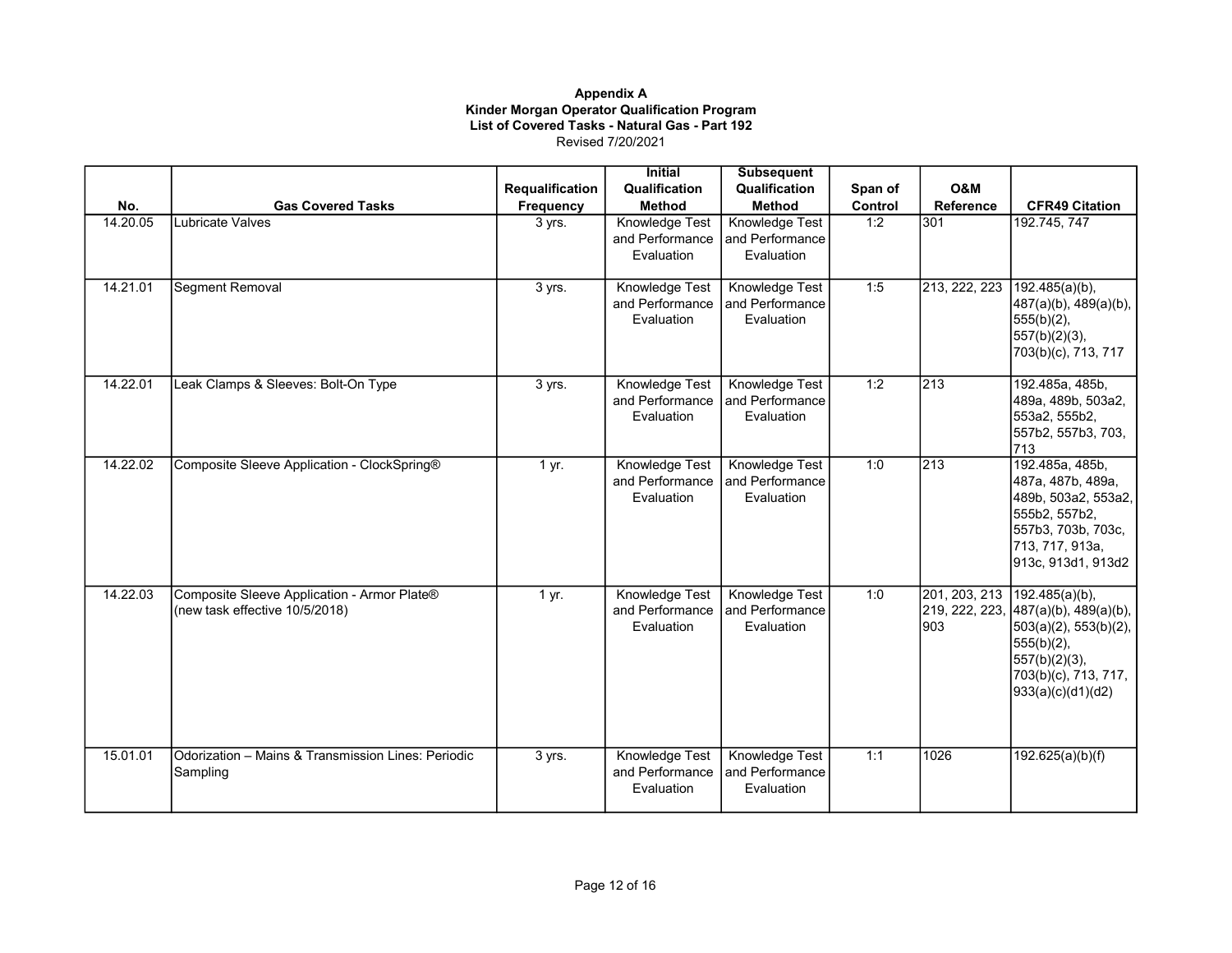**Appendix A**
**Kinder Morgan Operator Qualification Program**
**List of Covered Tasks - Natural Gas - Part 192**
Revised 7/20/2021

| No. | Gas Covered Tasks | Requalification Frequency | Initial Qualification Method | Subsequent Qualification Method | Span of Control | O&M Reference | CFR49 Citation |
|---|---|---|---|---|---|---|---|
| 14.20.05 | Lubricate Valves | 3 yrs. | Knowledge Test and Performance Evaluation | Knowledge Test and Performance Evaluation | 1:2 | 301 | 192.745, 747 |
| 14.21.01 | Segment Removal | 3 yrs. | Knowledge Test and Performance Evaluation | Knowledge Test and Performance Evaluation | 1:5 | 213, 222, 223 | 192.485(a)(b), 487(a)(b), 489(a)(b), 555(b)(2), 557(b)(2)(3), 703(b)(c), 713, 717 |
| 14.22.01 | Leak Clamps & Sleeves: Bolt-On Type | 3 yrs. | Knowledge Test and Performance Evaluation | Knowledge Test and Performance Evaluation | 1:2 | 213 | 192.485a, 485b, 489a, 489b, 503a2, 553a2, 555b2, 557b2, 557b3, 703, 713 |
| 14.22.02 | Composite Sleeve Application - ClockSpring® | 1 yr. | Knowledge Test and Performance Evaluation | Knowledge Test and Performance Evaluation | 1:0 | 213 | 192.485a, 485b, 487a, 487b, 489a, 489b, 503a2, 553a2, 555b2, 557b2, 557b3, 703b, 703c, 713, 717, 913a, 913c, 913d1, 913d2 |
| 14.22.03 | Composite Sleeve Application - Armor Plate® (new task effective 10/5/2018) | 1 yr. | Knowledge Test and Performance Evaluation | Knowledge Test and Performance Evaluation | 1:0 | 201, 203, 213 219, 222, 223, 903 | 192.485(a)(b), 487(a)(b), 489(a)(b), 503(a)(2), 553(b)(2), 555(b)(2), 557(b)(2)(3), 703(b)(c), 713, 717, 933(a)(c)(d1)(d2) |
| 15.01.01 | Odorization – Mains & Transmission Lines: Periodic Sampling | 3 yrs. | Knowledge Test and Performance Evaluation | Knowledge Test and Performance Evaluation | 1:1 | 1026 | 192.625(a)(b)(f) |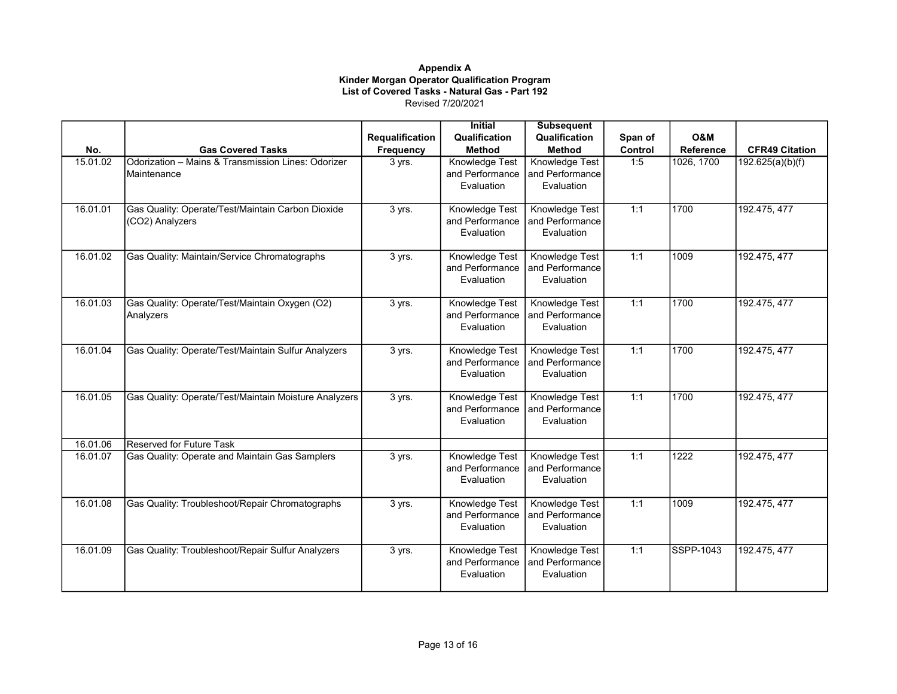**Appendix A**
**Kinder Morgan Operator Qualification Program**
**List of Covered Tasks - Natural Gas - Part 192**
Revised 7/20/2021

| No. | Gas Covered Tasks | Requalification Frequency | Initial Qualification Method | Subsequent Qualification Method | Span of Control | O&M Reference | CFR49 Citation |
|---|---|---|---|---|---|---|---|
| 15.01.02 | Odorization – Mains & Transmission Lines: Odorizer Maintenance | 3 yrs. | Knowledge Test and Performance Evaluation | Knowledge Test and Performance Evaluation | 1:5 | 1026, 1700 | 192.625(a)(b)(f) |
| 16.01.01 | Gas Quality: Operate/Test/Maintain Carbon Dioxide ($CO_2$) Analyzers | 3 yrs. | Knowledge Test and Performance Evaluation | Knowledge Test and Performance Evaluation | 1:1 | 1700 | 192.475, 477 |
| 16.01.02 | Gas Quality: Maintain/Service Chromatographs | 3 yrs. | Knowledge Test and Performance Evaluation | Knowledge Test and Performance Evaluation | 1:1 | 1009 | 192.475, 477 |
| 16.01.03 | Gas Quality: Operate/Test/Maintain Oxygen ($O_2$) Analyzers | 3 yrs. | Knowledge Test and Performance Evaluation | Knowledge Test and Performance Evaluation | 1:1 | 1700 | 192.475, 477 |
| 16.01.04 | Gas Quality: Operate/Test/Maintain Sulfur Analyzers | 3 yrs. | Knowledge Test and Performance Evaluation | Knowledge Test and Performance Evaluation | 1:1 | 1700 | 192.475, 477 |
| 16.01.05 | Gas Quality: Operate/Test/Maintain Moisture Analyzers | 3 yrs. | Knowledge Test and Performance Evaluation | Knowledge Test and Performance Evaluation | 1:1 | 1700 | 192.475, 477 |
| 16.01.06 | Reserved for Future Task | | | | | | |
| 16.01.07 | Gas Quality: Operate and Maintain Gas Samplers | 3 yrs. | Knowledge Test and Performance Evaluation | Knowledge Test and Performance Evaluation | 1:1 | 1222 | 192.475, 477 |
| 16.01.08 | Gas Quality: Troubleshoot/Repair Chromatographs | 3 yrs. | Knowledge Test and Performance Evaluation | Knowledge Test and Performance Evaluation | 1:1 | 1009 | 192.475, 477 |
| 16.01.09 | Gas Quality: Troubleshoot/Repair Sulfur Analyzers | 3 yrs. | Knowledge Test and Performance Evaluation | Knowledge Test and Performance Evaluation | 1:1 | SSPP-1043 | 192.475, 477 |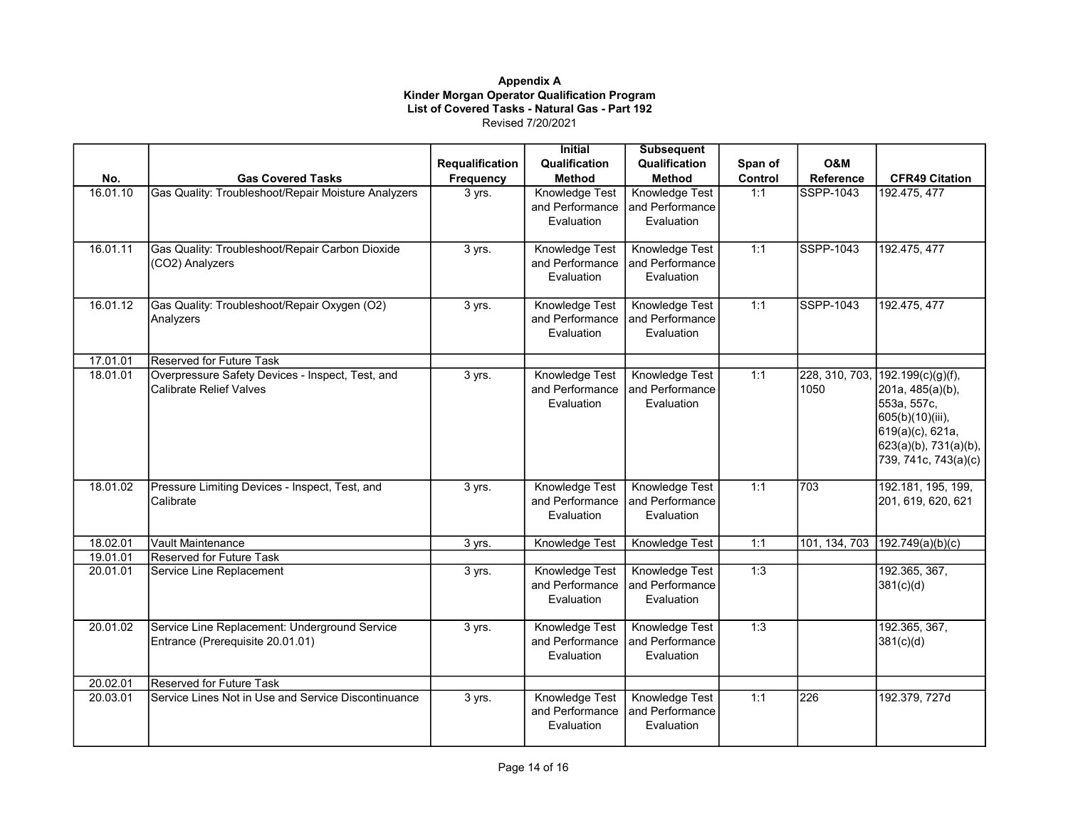**Appendix A**
**Kinder Morgan Operator Qualification Program**
**List of Covered Tasks - Natural Gas - Part 192**
Revised 7/20/2021

| No. | Gas Covered Tasks | Requalification Frequency | Initial Qualification Method | Subsequent Qualification Method | Span of Control | O&M Reference | CFR49 Citation |
|---|---|---|---|---|---|---|---|
| 16.01.10 | Gas Quality: Troubleshoot/Repair Moisture Analyzers | 3 yrs. | Knowledge Test and Performance Evaluation | Knowledge Test and Performance Evaluation | 1:1 | SSPP-1043 | 192.475, 477 |
| 16.01.11 | Gas Quality: Troubleshoot/Repair Carbon Dioxide ($CO_2$) Analyzers | 3 yrs. | Knowledge Test and Performance Evaluation | Knowledge Test and Performance Evaluation | 1:1 | SSPP-1043 | 192.475, 477 |
| 16.01.12 | Gas Quality: Troubleshoot/Repair Oxygen ($O_2$) Analyzers | 3 yrs. | Knowledge Test and Performance Evaluation | Knowledge Test and Performance Evaluation | 1:1 | SSPP-1043 | 192.475, 477 |
| 17.01.01 | Reserved for Future Task | | | | | | |
| 18.01.01 | Overpressure Safety Devices - Inspect, Test, and Calibrate Relief Valves | 3 yrs. | Knowledge Test and Performance Evaluation | Knowledge Test and Performance Evaluation | 1:1 | 228, 310, 703, 1050 | 192.199(c)(g)(f), 201a, 485(a)(b), 553a, 557c, 605(b)(10)(iii), 619(a)(c), 621a, 623(a)(b), 731(a)(b), 739, 741c, 743(a)(c) |
| 18.01.02 | Pressure Limiting Devices - Inspect, Test, and Calibrate | 3 yrs. | Knowledge Test and Performance Evaluation | Knowledge Test and Performance Evaluation | 1:1 | 703 | 192.181, 195, 199, 201, 619, 620, 621 |
| 18.02.01 | Vault Maintenance | 3 yrs. | Knowledge Test | Knowledge Test | 1:1 | 101, 134, 703 | 192.749(a)(b)(c) |
| 19.01.01 | Reserved for Future Task | | | | | | |
| 20.01.01 | Service Line Replacement | 3 yrs. | Knowledge Test and Performance Evaluation | Knowledge Test and Performance Evaluation | 1:3 | | 192.365, 367, 381(c)(d) |
| 20.01.02 | Service Line Replacement: Underground Service Entrance (Prerequisite 20.01.01) | 3 yrs. | Knowledge Test and Performance Evaluation | Knowledge Test and Performance Evaluation | 1:3 | | 192.365, 367, 381(c)(d) |
| 20.02.01 | Reserved for Future Task | | | | | | |
| 20.03.01 | Service Lines Not in Use and Service Discontinuance | 3 yrs. | Knowledge Test and Performance Evaluation | Knowledge Test and Performance Evaluation | 1:1 | 226 | 192.379, 727d |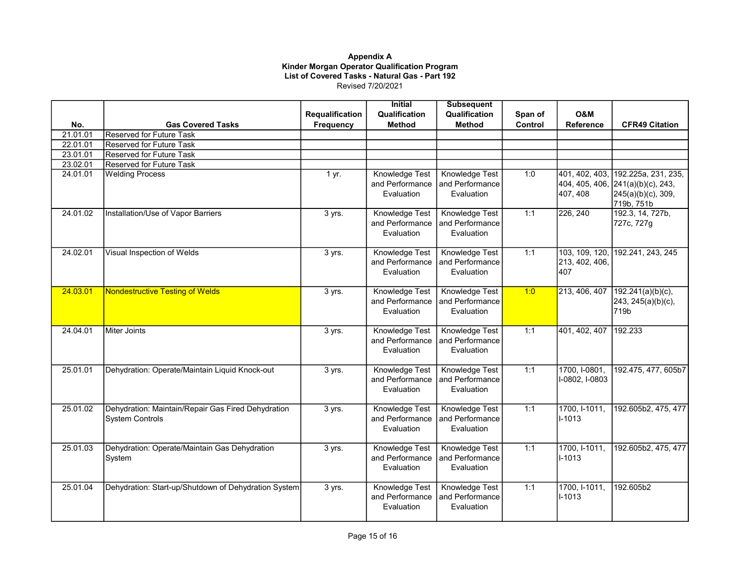**Appendix A**
**Kinder Morgan Operator Qualification Program**
**List of Covered Tasks - Natural Gas - Part 192**
Revised 7/20/2021

| No. | Gas Covered Tasks | Requalification Frequency | Initial Qualification Method | Subsequent Qualification Method | Span of Control | O&M Reference | CFR49 Citation |
|---|---|---|---|---|---|---|---|
| 21.01.01 | Reserved for Future Task | | | | | | |
| 22.01.01 | Reserved for Future Task | | | | | | |
| 23.01.01 | Reserved for Future Task | | | | | | |
| 23.02.01 | Reserved for Future Task | | | | | | |
| 24.01.01 | Welding Process | 1 yr. | Knowledge Test and Performance Evaluation | Knowledge Test and Performance Evaluation | 1:0 | 401, 402, 403, 404, 405, 406, 407, 408 | 192.225a, 231, 235, 241(a)(b)(c), 243, 245(a)(b)(c), 309, 719b, 751b |
| 24.01.02 | Installation/Use of Vapor Barriers | 3 yrs. | Knowledge Test and Performance Evaluation | Knowledge Test and Performance Evaluation | 1:1 | 226, 240 | 192.3, 14, 727b, 727c, 727g |
| 24.02.01 | Visual Inspection of Welds | 3 yrs. | Knowledge Test and Performance Evaluation | Knowledge Test and Performance Evaluation | 1:1 | 103, 109, 120, 213, 402, 406, 407 | 192.241, 243, 245 |
| 24.03.01 | Nondestructive Testing of Welds | 3 yrs. | Knowledge Test and Performance Evaluation | Knowledge Test and Performance Evaluation | 1:0 | 213, 406, 407 | 192.241(a)(b)(c), 243, 245(a)(b)(c), 719b |
| 24.04.01 | Miter Joints | 3 yrs. | Knowledge Test and Performance Evaluation | Knowledge Test and Performance Evaluation | 1:1 | 401, 402, 407 | 192.233 |
| 25.01.01 | Dehydration: Operate/Maintain Liquid Knock-out | 3 yrs. | Knowledge Test and Performance Evaluation | Knowledge Test and Performance Evaluation | 1:1 | 1700, I-0801, I-0802, I-0803 | 192.475, 477, 605b7 |
| 25.01.02 | Dehydration: Maintain/Repair Gas Fired Dehydration System Controls | 3 yrs. | Knowledge Test and Performance Evaluation | Knowledge Test and Performance Evaluation | 1:1 | 1700, I-1011, I-1013 | 192.605b2, 475, 477 |
| 25.01.03 | Dehydration: Operate/Maintain Gas Dehydration System | 3 yrs. | Knowledge Test and Performance Evaluation | Knowledge Test and Performance Evaluation | 1:1 | 1700, I-1011, I-1013 | 192.605b2, 475, 477 |
| 25.01.04 | Dehydration: Start-up/Shutdown of Dehydration System | 3 yrs. | Knowledge Test and Performance Evaluation | Knowledge Test and Performance Evaluation | 1:1 | 1700, I-1011, I-1013 | 192.605b2 |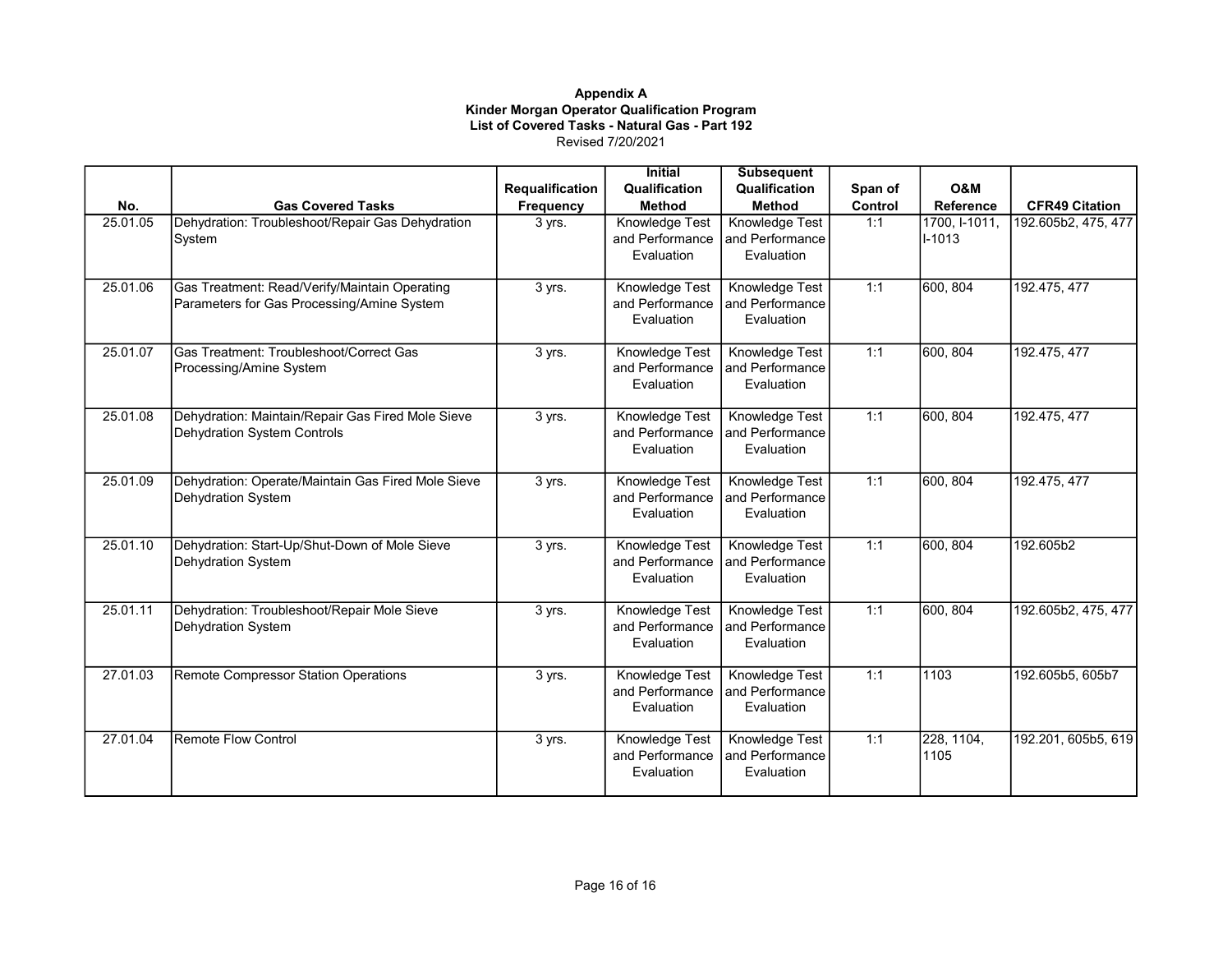**Appendix A**
**Kinder Morgan Operator Qualification Program**
**List of Covered Tasks - Natural Gas - Part 192**
Revised 7/20/2021

| No. | Gas Covered Tasks | Requalification Frequency | Initial Qualification Method | Subsequent Qualification Method | Span of Control | O&M Reference | CFR49 Citation |
|---|---|---|---|---|---|---|---|
| 25.01.05 | Dehydration: Troubleshoot/Repair Gas Dehydration System | 3 yrs. | Knowledge Test and Performance Evaluation | Knowledge Test and Performance Evaluation | 1:1 | 1700, I-1011, I-1013 | 192.605b2, 475, 477 |
| 25.01.06 | Gas Treatment: Read/Verify/Maintain Operating Parameters for Gas Processing/Amine System | 3 yrs. | Knowledge Test and Performance Evaluation | Knowledge Test and Performance Evaluation | 1:1 | 600, 804 | 192.475, 477 |
| 25.01.07 | Gas Treatment: Troubleshoot/Correct Gas Processing/Amine System | 3 yrs. | Knowledge Test and Performance Evaluation | Knowledge Test and Performance Evaluation | 1:1 | 600, 804 | 192.475, 477 |
| 25.01.08 | Dehydration: Maintain/Repair Gas Fired Mole Sieve Dehydration System Controls | 3 yrs. | Knowledge Test and Performance Evaluation | Knowledge Test and Performance Evaluation | 1:1 | 600, 804 | 192.475, 477 |
| 25.01.09 | Dehydration: Operate/Maintain Gas Fired Mole Sieve Dehydration System | 3 yrs. | Knowledge Test and Performance Evaluation | Knowledge Test and Performance Evaluation | 1:1 | 600, 804 | 192.475, 477 |
| 25.01.10 | Dehydration: Start-Up/Shut-Down of Mole Sieve Dehydration System | 3 yrs. | Knowledge Test and Performance Evaluation | Knowledge Test and Performance Evaluation | 1:1 | 600, 804 | 192.605b2 |
| 25.01.11 | Dehydration: Troubleshoot/Repair Mole Sieve Dehydration System | 3 yrs. | Knowledge Test and Performance Evaluation | Knowledge Test and Performance Evaluation | 1:1 | 600, 804 | 192.605b2, 475, 477 |
| 27.01.03 | Remote Compressor Station Operations | 3 yrs. | Knowledge Test and Performance Evaluation | Knowledge Test and Performance Evaluation | 1:1 | 1103 | 192.605b5, 605b7 |
| 27.01.04 | Remote Flow Control | 3 yrs. | Knowledge Test and Performance Evaluation | Knowledge Test and Performance Evaluation | 1:1 | 228, 1104, 1105 | 192.201, 605b5, 619 |